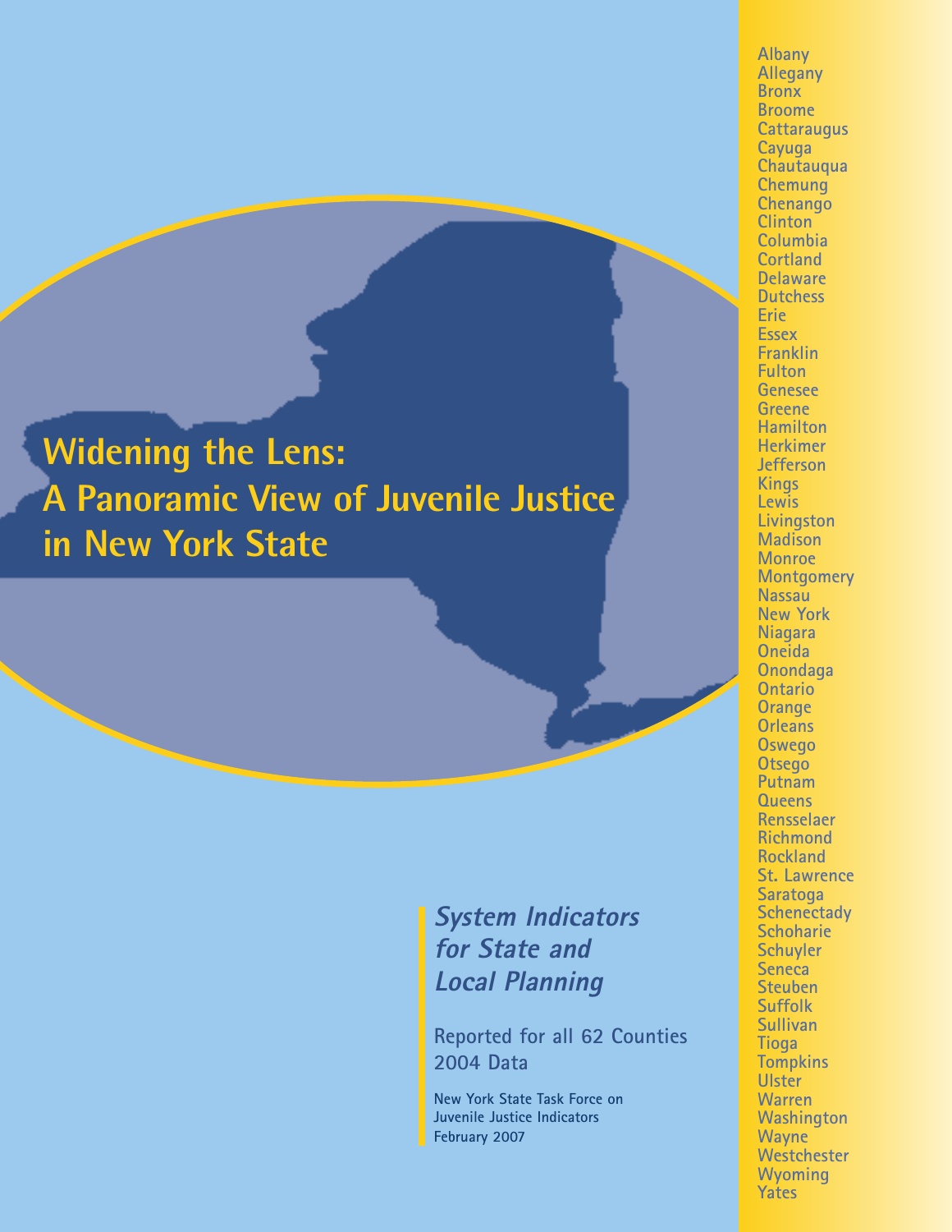# Widening the Lens: A Panoramic View of Juvenile Justice in New York State

***System Indicators for State and Local Planning***

Reported for all 62 Counties
2004 Data

New York State Task Force on
Juvenile Justice Indicators
February 2007

Albany
Allegany
Bronx
Broome
Cattaraugus
Cayuga
Chautauqua
Chemung
Chenango
Clinton
Columbia
Cortland
Delaware
Dutchess
Erie
Essex
Franklin
Fulton
Genesee
Greene
Hamilton
Herkimer
Jefferson
Kings
Lewis
Livingston
Madison
Monroe
Montgomery
Nassau
New York
Niagara
Oneida
Onondaga
Ontario
Orange
Orleans
Oswego
Otsego
Putnam
Queens
Rensselaer
Richmond
Rockland
St. Lawrence
Saratoga
Schenectady
Schoharie
Schuyler
Seneca
Steuben
Suffolk
Sullivan
Tioga
Tompkins
Ulster
Warren
Washington
Wayne
Westchester
Wyoming
Yates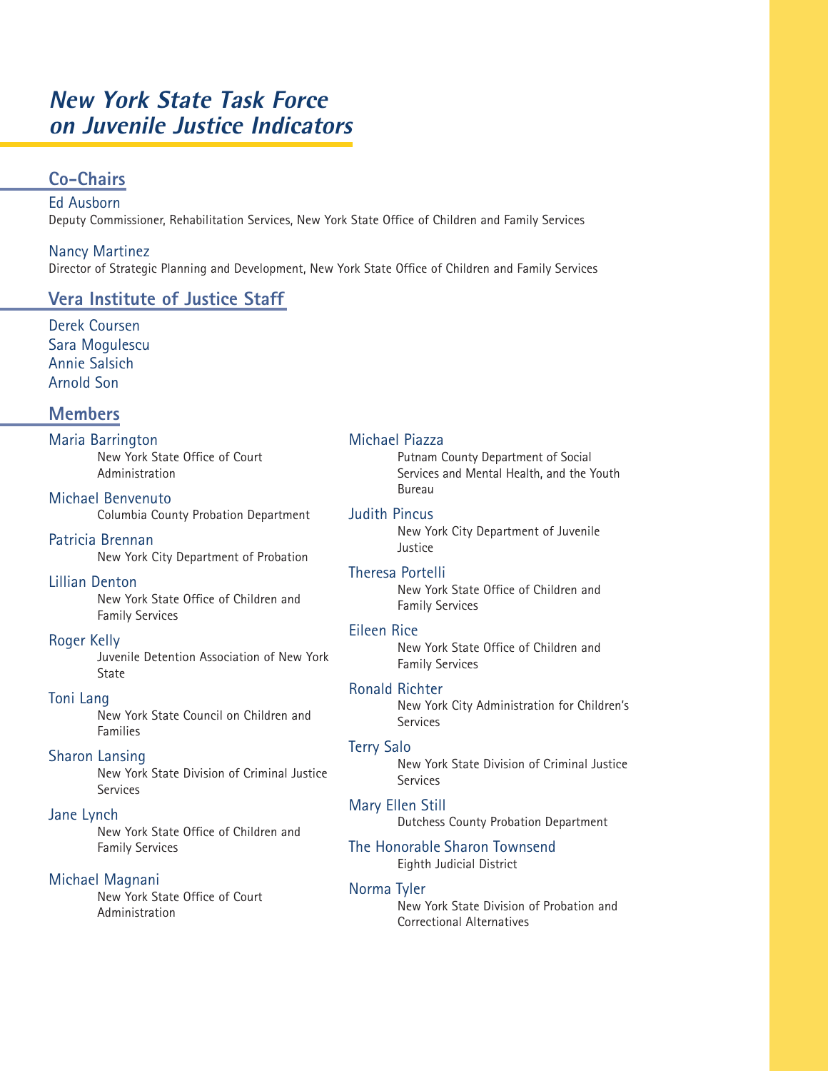# *New York State Task Force on Juvenile Justice Indicators*

## Co-Chairs

Ed Ausborn
Deputy Commissioner, Rehabilitation Services, New York State Office of Children and Family Services

Nancy Martinez
Director of Strategic Planning and Development, New York State Office of Children and Family Services

## Vera Institute of Justice Staff

Derek Coursen
Sara Mogulescu
Annie Salsich
Arnold Son

## Members

Maria Barrington
New York State Office of Court Administration

Michael Benvenuto
Columbia County Probation Department

Patricia Brennan
New York City Department of Probation

Lillian Denton
New York State Office of Children and Family Services

Roger Kelly
Juvenile Detention Association of New York State

Toni Lang
New York State Council on Children and Families

Sharon Lansing
New York State Division of Criminal Justice Services

Jane Lynch
New York State Office of Children and Family Services

Michael Magnani
New York State Office of Court Administration

Michael Piazza
Putnam County Department of Social Services and Mental Health, and the Youth Bureau

Judith Pincus
New York City Department of Juvenile Justice

Theresa Portelli
New York State Office of Children and Family Services

Eileen Rice
New York State Office of Children and Family Services

Ronald Richter
New York City Administration for Children's Services

Terry Salo
New York State Division of Criminal Justice Services

Mary Ellen Still
Dutchess County Probation Department

The Honorable Sharon Townsend
Eighth Judicial District

Norma Tyler
New York State Division of Probation and Correctional Alternatives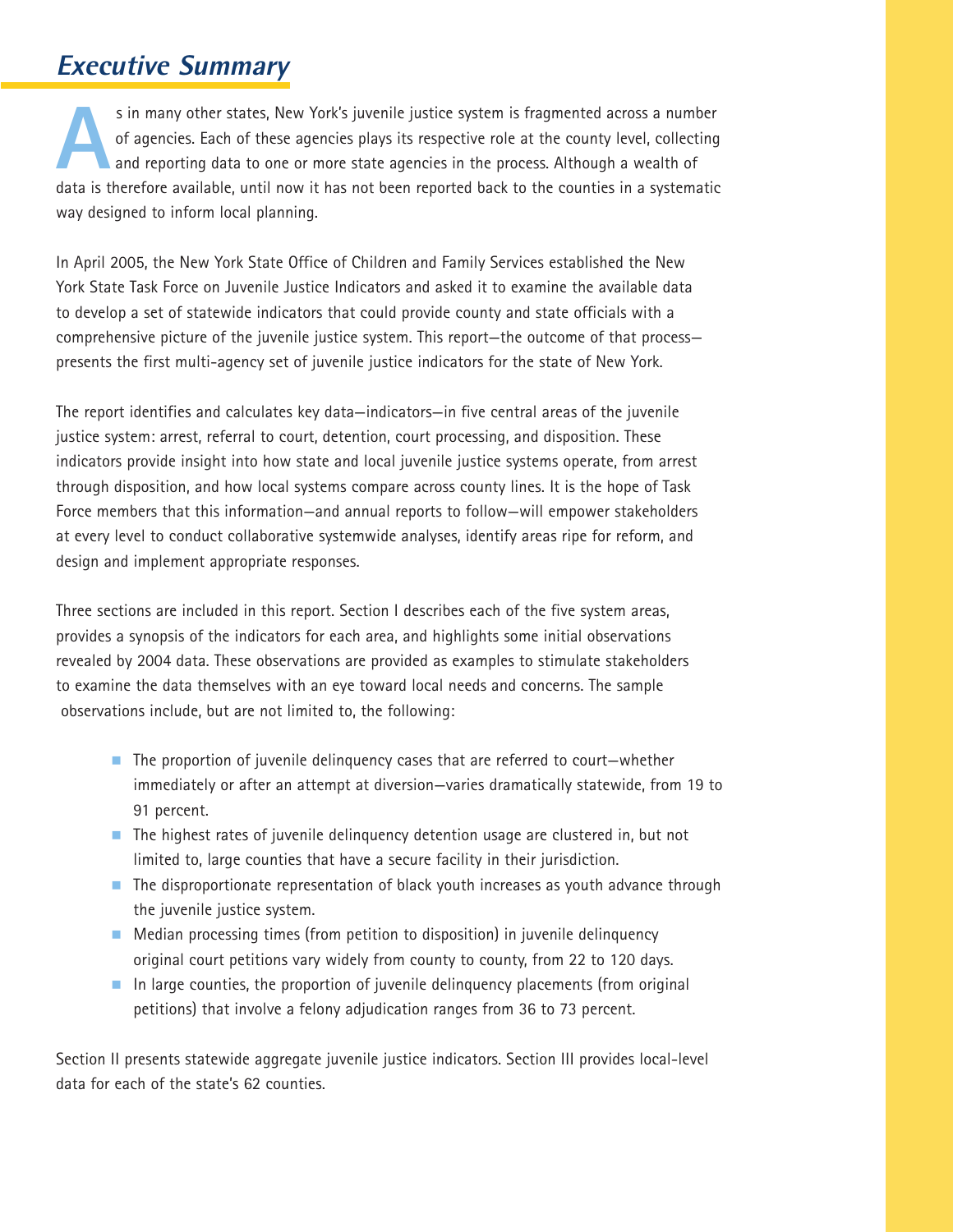# *Executive Summary*

As in many other states, New York's juvenile justice system is fragmented across a number of agencies. Each of these agencies plays its respective role at the county level, collecting and reporting data to one or more state agencies in the process. Although a wealth of data is therefore available, until now it has not been reported back to the counties in a systematic way designed to inform local planning.

In April 2005, the New York State Office of Children and Family Services established the New York State Task Force on Juvenile Justice Indicators and asked it to examine the available data to develop a set of statewide indicators that could provide county and state officials with a comprehensive picture of the juvenile justice system. This report—the outcome of that process—presents the first multi-agency set of juvenile justice indicators for the state of New York.

The report identifies and calculates key data—indicators—in five central areas of the juvenile justice system: arrest, referral to court, detention, court processing, and disposition. These indicators provide insight into how state and local juvenile justice systems operate, from arrest through disposition, and how local systems compare across county lines. It is the hope of Task Force members that this information—and annual reports to follow—will empower stakeholders at every level to conduct collaborative systemwide analyses, identify areas ripe for reform, and design and implement appropriate responses.

Three sections are included in this report. Section I describes each of the five system areas, provides a synopsis of the indicators for each area, and highlights some initial observations revealed by 2004 data. These observations are provided as examples to stimulate stakeholders to examine the data themselves with an eye toward local needs and concerns. The sample observations include, but are not limited to, the following:

- The proportion of juvenile delinquency cases that are referred to court—whether immediately or after an attempt at diversion—varies dramatically statewide, from 19 to 91 percent.
- The highest rates of juvenile delinquency detention usage are clustered in, but not limited to, large counties that have a secure facility in their jurisdiction.
- The disproportionate representation of black youth increases as youth advance through the juvenile justice system.
- Median processing times (from petition to disposition) in juvenile delinquency original court petitions vary widely from county to county, from 22 to 120 days.
- In large counties, the proportion of juvenile delinquency placements (from original petitions) that involve a felony adjudication ranges from 36 to 73 percent.

Section II presents statewide aggregate juvenile justice indicators. Section III provides local-level data for each of the state's 62 counties.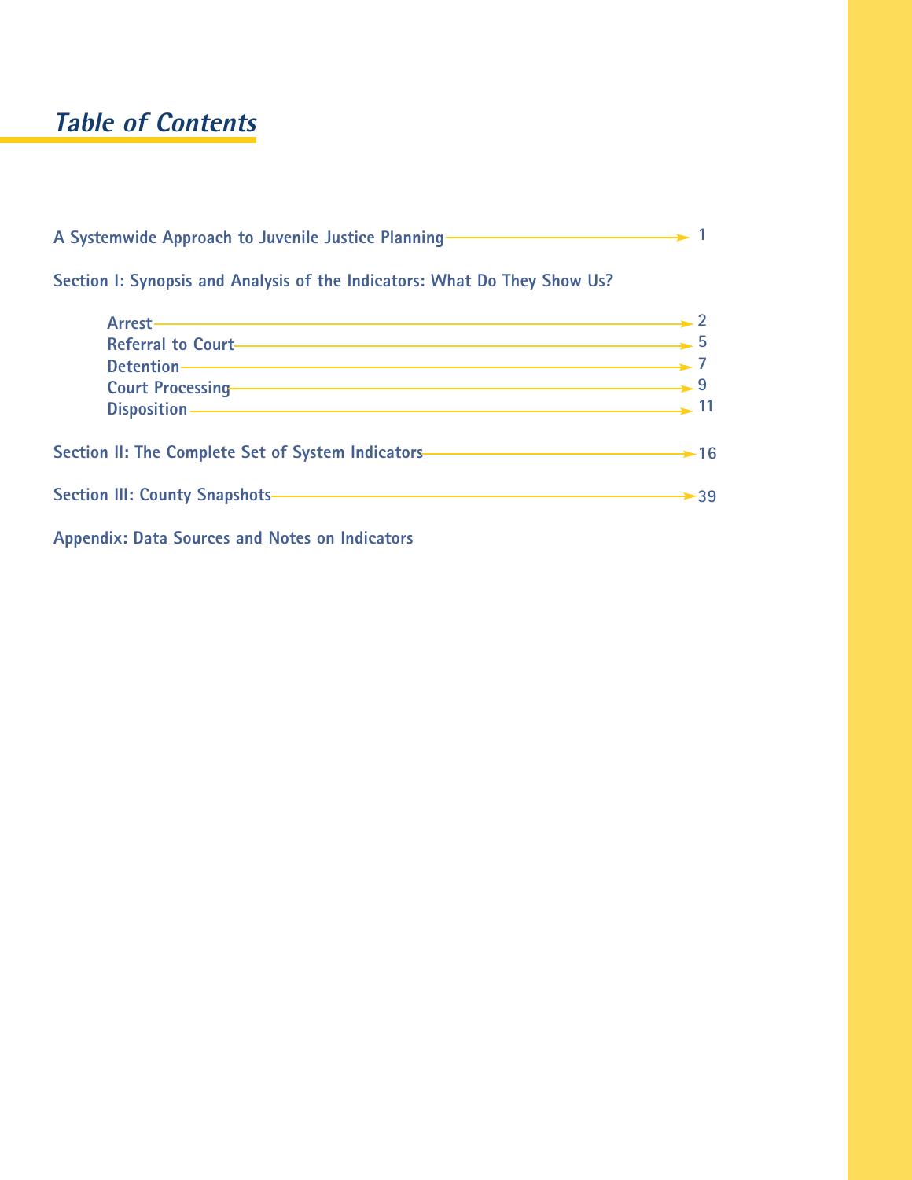# *Table of Contents*

A Systemwide Approach to Juvenile Justice Planning → 1

Section I: Synopsis and Analysis of the Indicators: What Do They Show Us?

- Arrest → 2
- Referral to Court → 5
- Detention → 7
- Court Processing → 9
- Disposition → 11

Section II: The Complete Set of System Indicators → 16

Section III: County Snapshots → 39

Appendix: Data Sources and Notes on Indicators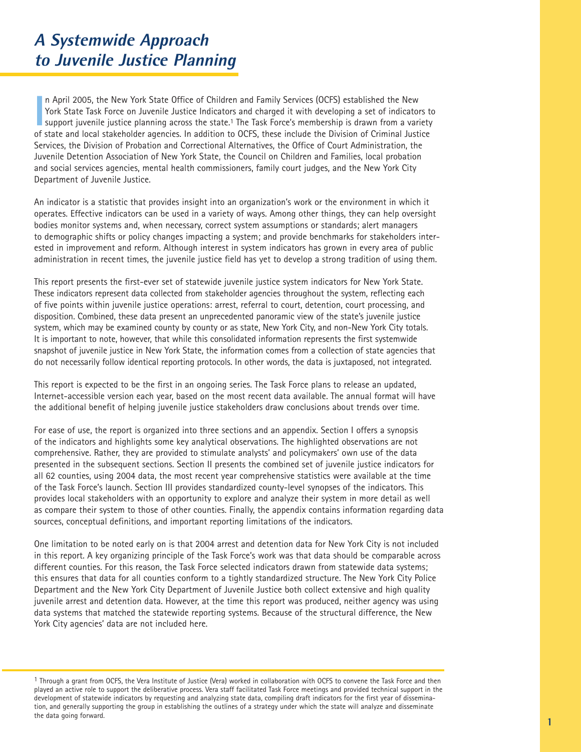# A Systemwide Approach to Juvenile Justice Planning

In April 2005, the New York State Office of Children and Family Services (OCFS) established the New York State Task Force on Juvenile Justice Indicators and charged it with developing a set of indicators to support juvenile justice planning across the state.[1] The Task Force's membership is drawn from a variety of state and local stakeholder agencies. In addition to OCFS, these include the Division of Criminal Justice Services, the Division of Probation and Correctional Alternatives, the Office of Court Administration, the Juvenile Detention Association of New York State, the Council on Children and Families, local probation and social services agencies, mental health commissioners, family court judges, and the New York City Department of Juvenile Justice.

An indicator is a statistic that provides insight into an organization's work or the environment in which it operates. Effective indicators can be used in a variety of ways. Among other things, they can help oversight bodies monitor systems and, when necessary, correct system assumptions or standards; alert managers to demographic shifts or policy changes impacting a system; and provide benchmarks for stakeholders interested in improvement and reform. Although interest in system indicators has grown in every area of public administration in recent times, the juvenile justice field has yet to develop a strong tradition of using them.

This report presents the first-ever set of statewide juvenile justice system indicators for New York State. These indicators represent data collected from stakeholder agencies throughout the system, reflecting each of five points within juvenile justice operations: arrest, referral to court, detention, court processing, and disposition. Combined, these data present an unprecedented panoramic view of the state's juvenile justice system, which may be examined county by county or as state, New York City, and non-New York City totals. It is important to note, however, that while this consolidated information represents the first systemwide snapshot of juvenile justice in New York State, the information comes from a collection of state agencies that do not necessarily follow identical reporting protocols. In other words, the data is juxtaposed, not integrated.

This report is expected to be the first in an ongoing series. The Task Force plans to release an updated, Internet-accessible version each year, based on the most recent data available. The annual format will have the additional benefit of helping juvenile justice stakeholders draw conclusions about trends over time.

For ease of use, the report is organized into three sections and an appendix. Section I offers a synopsis of the indicators and highlights some key analytical observations. The highlighted observations are not comprehensive. Rather, they are provided to stimulate analysts' and policymakers' own use of the data presented in the subsequent sections. Section II presents the combined set of juvenile justice indicators for all 62 counties, using 2004 data, the most recent year comprehensive statistics were available at the time of the Task Force's launch. Section III provides standardized county-level synopses of the indicators. This provides local stakeholders with an opportunity to explore and analyze their system in more detail as well as compare their system to those of other counties. Finally, the appendix contains information regarding data sources, conceptual definitions, and important reporting limitations of the indicators.

One limitation to be noted early on is that 2004 arrest and detention data for New York City is not included in this report. A key organizing principle of the Task Force's work was that data should be comparable across different counties. For this reason, the Task Force selected indicators drawn from statewide data systems; this ensures that data for all counties conform to a tightly standardized structure. The New York City Police Department and the New York City Department of Juvenile Justice both collect extensive and high quality juvenile arrest and detention data. However, at the time this report was produced, neither agency was using data systems that matched the statewide reporting systems. Because of the structural difference, the New York City agencies' data are not included here.

[1] Through a grant from OCFS, the Vera Institute of Justice (Vera) worked in collaboration with OCFS to convene the Task Force and then played an active role to support the deliberative process. Vera staff facilitated Task Force meetings and provided technical support in the development of statewide indicators by requesting and analyzing state data, compiling draft indicators for the first year of dissemination, and generally supporting the group in establishing the outlines of a strategy under which the state will analyze and disseminate the data going forward.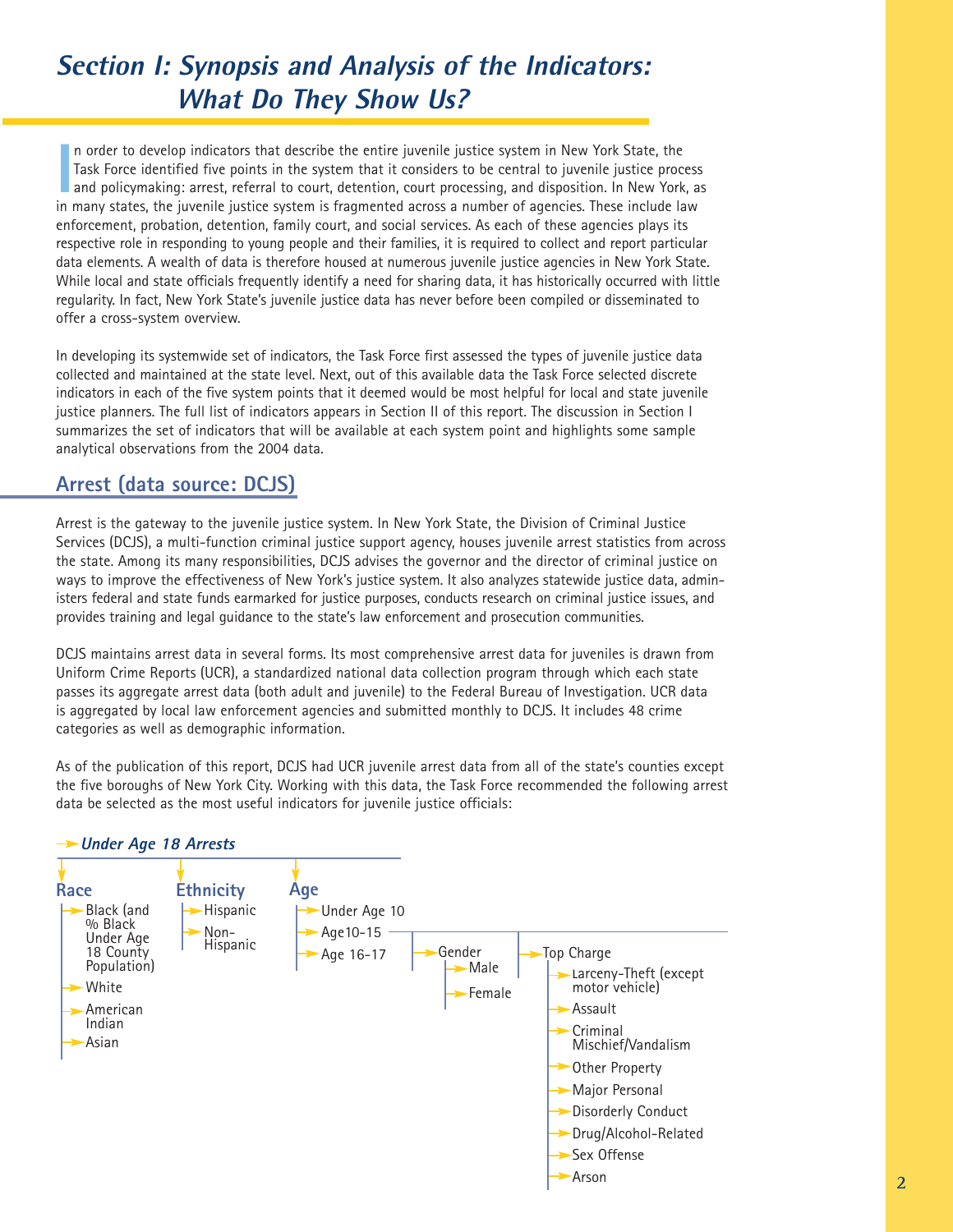# Section I: Synopsis and Analysis of the Indicators: What Do They Show Us?

In order to develop indicators that describe the entire juvenile justice system in New York State, the Task Force identified five points in the system that it considers to be central to juvenile justice process and policymaking: arrest, referral to court, detention, court processing, and disposition. In New York, as in many states, the juvenile justice system is fragmented across a number of agencies. These include law enforcement, probation, detention, family court, and social services. As each of these agencies plays its respective role in responding to young people and their families, it is required to collect and report particular data elements. A wealth of data is therefore housed at numerous juvenile justice agencies in New York State. While local and state officials frequently identify a need for sharing data, it has historically occurred with little regularity. In fact, New York State's juvenile justice data has never before been compiled or disseminated to offer a cross-system overview.

In developing its systemwide set of indicators, the Task Force first assessed the types of juvenile justice data collected and maintained at the state level. Next, out of this available data the Task Force selected discrete indicators in each of the five system points that it deemed would be most helpful for local and state juvenile justice planners. The full list of indicators appears in Section II of this report. The discussion in Section I summarizes the set of indicators that will be available at each system point and highlights some sample analytical observations from the 2004 data.

## Arrest (data source: DCJS)

Arrest is the gateway to the juvenile justice system. In New York State, the Division of Criminal Justice Services (DCJS), a multi-function criminal justice support agency, houses juvenile arrest statistics from across the state. Among its many responsibilities, DCJS advises the governor and the director of criminal justice on ways to improve the effectiveness of New York's justice system. It also analyzes statewide justice data, administers federal and state funds earmarked for justice purposes, conducts research on criminal justice issues, and provides training and legal guidance to the state's law enforcement and prosecution communities.

DCJS maintains arrest data in several forms. Its most comprehensive arrest data for juveniles is drawn from Uniform Crime Reports (UCR), a standardized national data collection program through which each state passes its aggregate arrest data (both adult and juvenile) to the Federal Bureau of Investigation. UCR data is aggregated by local law enforcement agencies and submitted monthly to DCJS. It includes 48 crime categories as well as demographic information.

As of the publication of this report, DCJS had UCR juvenile arrest data from all of the state's counties except the five boroughs of New York City. Working with this data, the Task Force recommended the following arrest data be selected as the most useful indicators for juvenile justice officials:

***Under Age 18 Arrests***

- **Race**
  - Black (and % Black Under Age 18 County Population)
  - White
  - American Indian
  - Asian
- **Ethnicity**
  - Hispanic
  - Non-Hispanic
- **Age**
  - Under Age 10
  - Age10-15
  - Age 16-17
    - Gender
      - Male
      - Female
    - Top Charge
      - Larceny-Theft (except motor vehicle)
      - Assault
      - Criminal Mischief/Vandalism
      - Other Property
      - Major Personal
      - Disorderly Conduct
      - Drug/Alcohol-Related
      - Sex Offense
      - Arson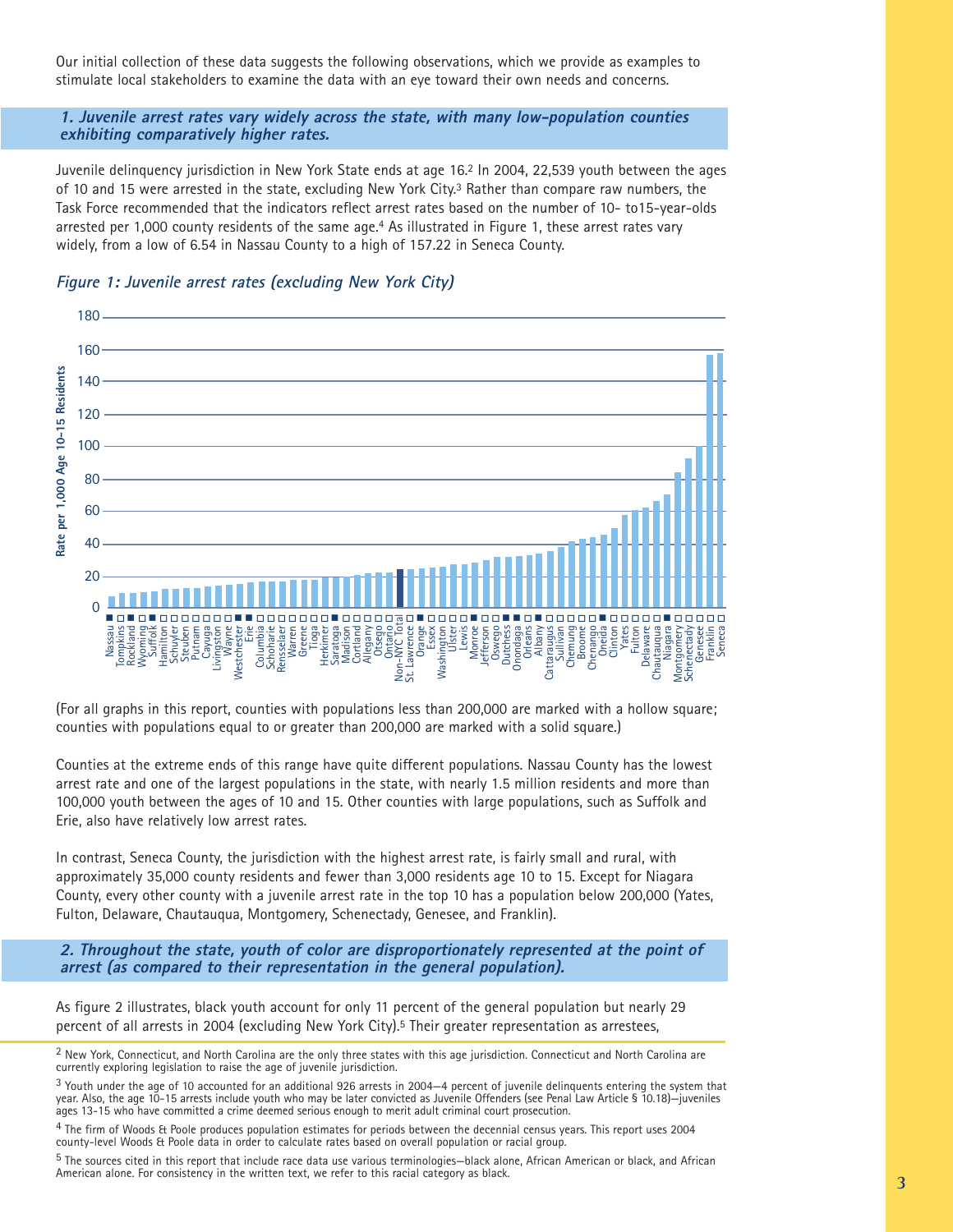Our initial collection of these data suggests the following observations, which we provide as examples to stimulate local stakeholders to examine the data with an eye toward their own needs and concerns.

### *1. Juvenile arrest rates vary widely across the state, with many low-population counties exhibiting comparatively higher rates.*

Juvenile delinquency jurisdiction in New York State ends at age 16.[2] In 2004, 22,539 youth between the ages of 10 and 15 were arrested in the state, excluding New York City.[3] Rather than compare raw numbers, the Task Force recommended that the indicators reflect arrest rates based on the number of 10- to15-year-olds arrested per 1,000 county residents of the same age.[4] As illustrated in Figure 1, these arrest rates vary widely, from a low of 6.54 in Nassau County to a high of 157.22 in Seneca County.

*Figure 1: Juvenile arrest rates (excluding New York City)*

Rate per 1,000 Age 10-15 Residents

180
160
140
120
100
80
60
40
20
0

Nassau ■, Tompkins □, Rockland ■, Wyoming □, Suffolk ■, Hamilton □, Schuyler □, Steuben □, Putnam □, Cayuga □, Livingston □, Wayne □, Westchester ■, Erie ■, Columbia □, Schoharie □, Rensselaer □, Warren □, Greene □, Tioga □, Herkimer □, Saratoga ■, Madison □, Cortland □, Allegany □, Otsego □, Ontario □, Non-NYC Total, St. Lawrence □, Orange ■, Essex □, Washington □, Ulster □, Lewis □, Monroe ■, Jefferson □, Oswego □, Dutchess ■, Onondaga ■, Orleans □, Albany ■, Cattaraugus □, Sullivan □, Chemung □, Broome □, Chenango □, Oneida ■, Clinton □, Yates □, Fulton □, Delaware □, Chautauqua □, Niagara ■, Montgomery □, Schenectady □, Genesee □, Franklin □, Seneca □

(For all graphs in this report, counties with populations less than 200,000 are marked with a hollow square; counties with populations equal to or greater than 200,000 are marked with a solid square.)

Counties at the extreme ends of this range have quite different populations. Nassau County has the lowest arrest rate and one of the largest populations in the state, with nearly 1.5 million residents and more than 100,000 youth between the ages of 10 and 15. Other counties with large populations, such as Suffolk and Erie, also have relatively low arrest rates.

In contrast, Seneca County, the jurisdiction with the highest arrest rate, is fairly small and rural, with approximately 35,000 county residents and fewer than 3,000 residents age 10 to 15. Except for Niagara County, every other county with a juvenile arrest rate in the top 10 has a population below 200,000 (Yates, Fulton, Delaware, Chautauqua, Montgomery, Schenectady, Genesee, and Franklin).

### *2. Throughout the state, youth of color are disproportionately represented at the point of arrest (as compared to their representation in the general population).*

As figure 2 illustrates, black youth account for only 11 percent of the general population but nearly 29 percent of all arrests in 2004 (excluding New York City).[5] Their greater representation as arrestees,

---

[2] New York, Connecticut, and North Carolina are the only three states with this age jurisdiction. Connecticut and North Carolina are currently exploring legislation to raise the age of juvenile jurisdiction.

[3] Youth under the age of 10 accounted for an additional 926 arrests in 2004—4 percent of juvenile delinquents entering the system that year. Also, the age 10-15 arrests include youth who may be later convicted as Juvenile Offenders (see Penal Law Article § 10.18)—juveniles ages 13-15 who have committed a crime deemed serious enough to merit adult criminal court prosecution.

[4] The firm of Woods & Poole produces population estimates for periods between the decennial census years. This report uses 2004 county-level Woods & Poole data in order to calculate rates based on overall population or racial group.

[5] The sources cited in this report that include race data use various terminologies—black alone, African American or black, and African American alone. For consistency in the written text, we refer to this racial category as black.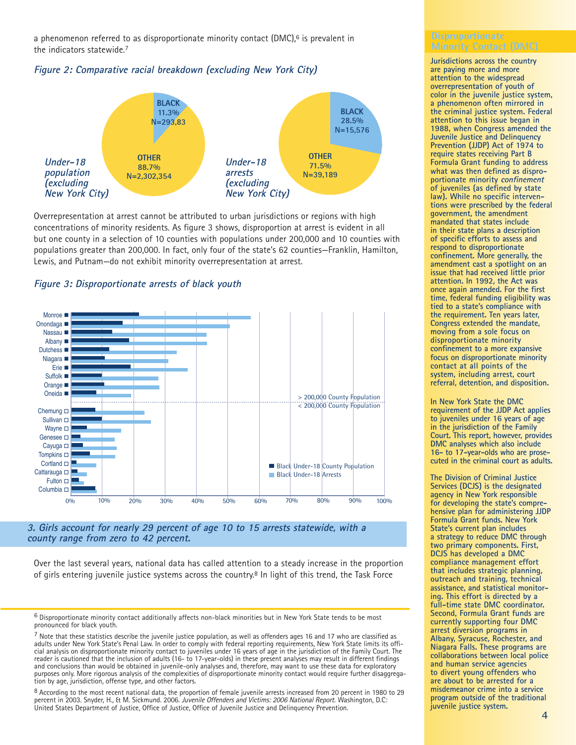a phenomenon referred to as disproportionate minority contact (DMC),[6] is prevalent in the indicators statewide.[7]

*Figure 2: Comparative racial breakdown (excluding New York City)*

BLACK
11.3%
N=293,83

OTHER
88.7%
N=2,302,354

*Under-18 population (excluding New York City)*

BLACK
28.5%
N=15,576

OTHER
71.5%
N=39,189

*Under-18 arrests (excluding New York City)*

Overrepresentation at arrest cannot be attributed to urban jurisdictions or regions with high concentrations of minority residents. As figure 3 shows, disproportion at arrest is evident in all but one county in a selection of 10 counties with populations under 200,000 and 10 counties with populations greater than 200,000. In fact, only four of the state's 62 counties—Franklin, Hamilton, Lewis, and Putnam—do not exhibit minority overrepresentation at arrest.

*Figure 3: Disproportionate arrests of black youth*

Monroe
Onondaga
Nassau
Albany
Dutchess
Niagara
Erie
Suffolk
Orange
Oneida

> 200,000 County Population
< 200,000 County Population

Chemung
Sullivan
Wayne
Genesee
Cayuga
Tompkins
Cortland
Cattaraugus
Fulton
Columbia

Black Under-18 County Population
Black Under-18 Arrests

0% 10% 20% 30% 40% 50% 60% 70% 80% 90% 100%

**3. *Girls account for nearly 29 percent of age 10 to 15 arrests statewide, with a county range from zero to 42 percent.***

Over the last several years, national data has called attention to a steady increase in the proportion of girls entering juvenile justice systems across the country.[8] In light of this trend, the Task Force

---

[6] Disproportionate minority contact additionally affects non-black minorities but in New York State tends to be most pronounced for black youth.

[7] Note that these statistics describe the juvenile justice population, as well as offenders ages 16 and 17 who are classified as adults under New York State's Penal Law. In order to comply with federal reporting requirements, New York State limits its official analysis on disproportionate minority contact to juveniles under 16 years of age in the jurisdiction of the Family Court. The reader is cautioned that the inclusion of adults (16- to 17-year-olds) in these present analyses may result in different findings and conclusions than would be obtained in juvenile-only analyses and, therefore, may want to use these data for exploratory purposes only. More rigorous analysis of the complexities of disproportionate minority contact would require further disaggregation by age, jurisdiction, offense type, and other factors.

[8] According to the most recent national data, the proportion of female juvenile arrests increased from 20 percent in 1980 to 29 percent in 2003. Snyder, H., & M. Sickmund. 2006. *Juvenile Offenders and Victims: 2006 National Report.* Washington, D.C: United States Department of Justice, Office of Justice, Office of Juvenile Justice and Delinquency Prevention.

## Disproportionate Minority Contact (DMC)

**Jurisdictions across the country are paying more and more attention to the widespread overrepresentation of youth of color in the juvenile justice system, a phenomenon often mirrored in the criminal justice system. Federal attention to this issue began in 1988, when Congress amended the Juvenile Justice and Delinquency Prevention (JJDP) Act of 1974 to require states receiving Part B Formula Grant funding to address what was then defined as disproportionate minority *confinement* of juveniles (as defined by state law). While no specific interventions were prescribed by the federal government, the amendment mandated that states include in their state plans a description of specific efforts to assess and respond to disproportionate confinement. More generally, the amendment cast a spotlight on an issue that had received little prior attention. In 1992, the Act was once again amended. For the first time, federal funding eligibility was tied to a state's compliance with the requirement. Ten years later, Congress extended the mandate, moving from a sole focus on disproportionate minority confinement to a more expansive focus on disproportionate minority contact at all points of the system, including arrest, court referral, detention, and disposition.**

**In New York State the DMC requirement of the JJDP Act applies to juveniles under 16 years of age in the jurisdiction of the Family Court. This report, however, provides DMC analyses which also include 16- to 17-year-olds who are prosecuted in the criminal court as adults.**

**The Division of Criminal Justice Services (DCJS) is the designated agency in New York responsible for developing the state's comprehensive plan for administering JJDP Formula Grant funds. New York State's current plan includes a strategy to reduce DMC through two primary components. First, DCJS has developed a DMC compliance management effort that includes strategic planning, outreach and training, technical assistance, and statistical monitoring. This effort is directed by a full-time state DMC coordinator. Second, Formula Grant funds are currently supporting four DMC arrest diversion programs in Albany, Syracuse, Rochester, and Niagara Falls. These programs are collaborations between local police and human service agencies to divert young offenders who are about to be arrested for a misdemeanor crime into a service program outside of the traditional juvenile justice system.**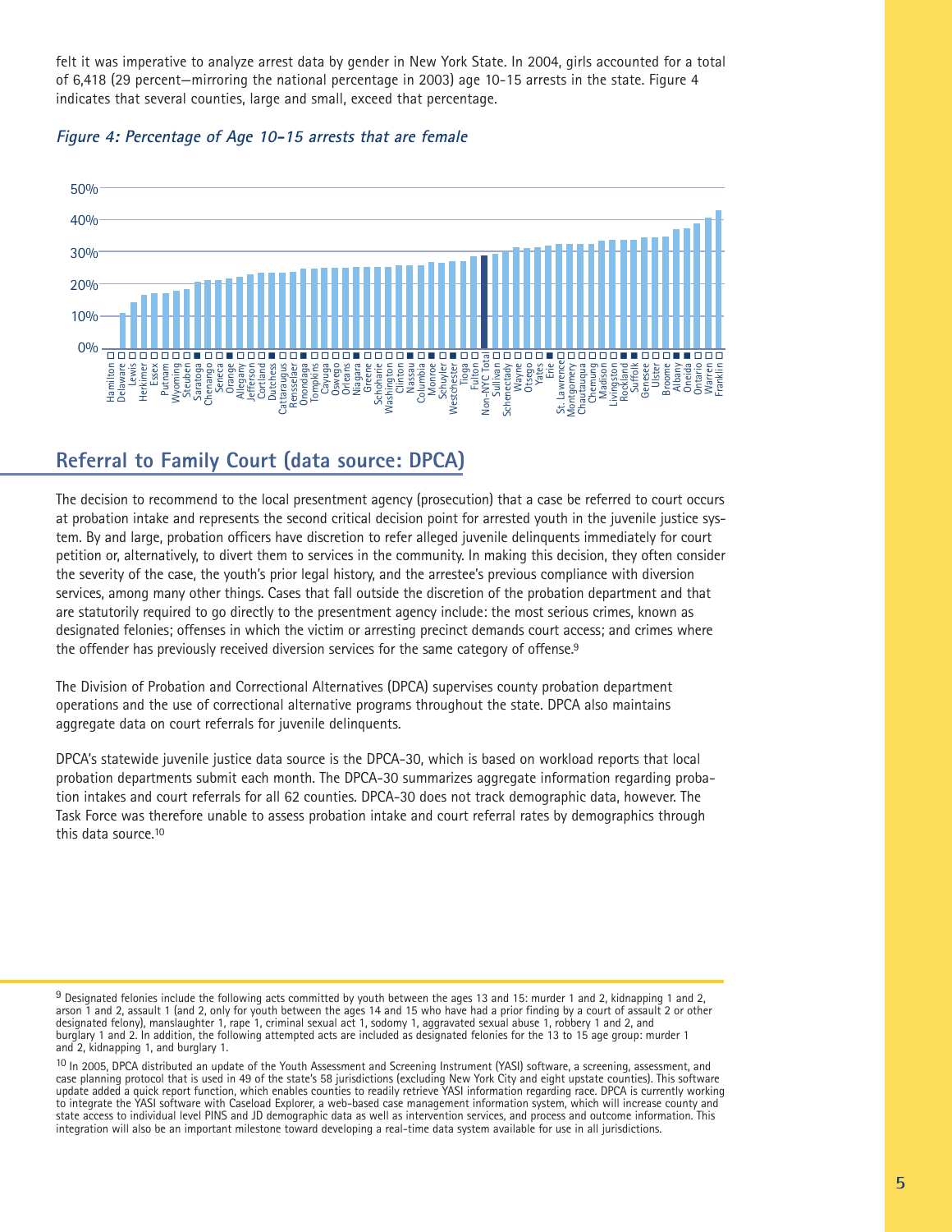felt it was imperative to analyze arrest data by gender in New York State. In 2004, girls accounted for a total of 6,418 (29 percent—mirroring the national percentage in 2003) age 10-15 arrests in the state. Figure 4 indicates that several counties, large and small, exceed that percentage.

***Figure 4: Percentage of Age 10-15 arrests that are female***

50%
40%
30%
20%
10%
0%

Hamilton, Delaware, Lewis, Herkimer, Essex, Putnam, Wyoming, Steuben, Saratoga, Chenango, Seneca, Orange, Allegany, Jefferson, Cortland, Dutchess, Cattaraugus, Rensselaer, Onondaga, Tompkins, Cayuga, Oswego, Orleans, Niagara, Greene, Schoharie, Washington, Clinton, Nassau, Columbia, Monroe, Schuyler, Westchester, Tioga, Fulton, Non-NYC Total, Sullivan, Schenectady, Wayne, Otsego, Yates, Erie, St. Lawrence, Montgomery, Chautauqua, Chemung, Madison, Livingston, Rockland, Suffolk, Genesee, Ulster, Broome, Albany, Oneida, Ontario, Warren, Franklin

## Referral to Family Court (data source: DPCA)

The decision to recommend to the local presentment agency (prosecution) that a case be referred to court occurs at probation intake and represents the second critical decision point for arrested youth in the juvenile justice system. By and large, probation officers have discretion to refer alleged juvenile delinquents immediately for court petition or, alternatively, to divert them to services in the community. In making this decision, they often consider the severity of the case, the youth's prior legal history, and the arrestee's previous compliance with diversion services, among many other things. Cases that fall outside the discretion of the probation department and that are statutorily required to go directly to the presentment agency include: the most serious crimes, known as designated felonies; offenses in which the victim or arresting precinct demands court access; and crimes where the offender has previously received diversion services for the same category of offense.[9]

The Division of Probation and Correctional Alternatives (DPCA) supervises county probation department operations and the use of correctional alternative programs throughout the state. DPCA also maintains aggregate data on court referrals for juvenile delinquents.

DPCA's statewide juvenile justice data source is the DPCA-30, which is based on workload reports that local probation departments submit each month. The DPCA-30 summarizes aggregate information regarding probation intakes and court referrals for all 62 counties. DPCA-30 does not track demographic data, however. The Task Force was therefore unable to assess probation intake and court referral rates by demographics through this data source.[10]

---

[9] Designated felonies include the following acts committed by youth between the ages 13 and 15: murder 1 and 2, kidnapping 1 and 2, arson 1 and 2, assault 1 (and 2, only for youth between the ages 14 and 15 who have had a prior finding by a court of assault 2 or other designated felony), manslaughter 1, rape 1, criminal sexual act 1, sodomy 1, aggravated sexual abuse 1, robbery 1 and 2, and burglary 1 and 2. In addition, the following attempted acts are included as designated felonies for the 13 to 15 age group: murder 1 and 2, kidnapping 1, and burglary 1.

[10] In 2005, DPCA distributed an update of the Youth Assessment and Screening Instrument (YASI) software, a screening, assessment, and case planning protocol that is used in 49 of the state's 58 jurisdictions (excluding New York City and eight upstate counties). This software update added a quick report function, which enables counties to readily retrieve YASI information regarding race. DPCA is currently working to integrate the YASI software with Caseload Explorer, a web-based case management information system, which will increase county and state access to individual level PINS and JD demographic data as well as intervention services, and process and outcome information. This integration will also be an important milestone toward developing a real-time data system available for use in all jurisdictions.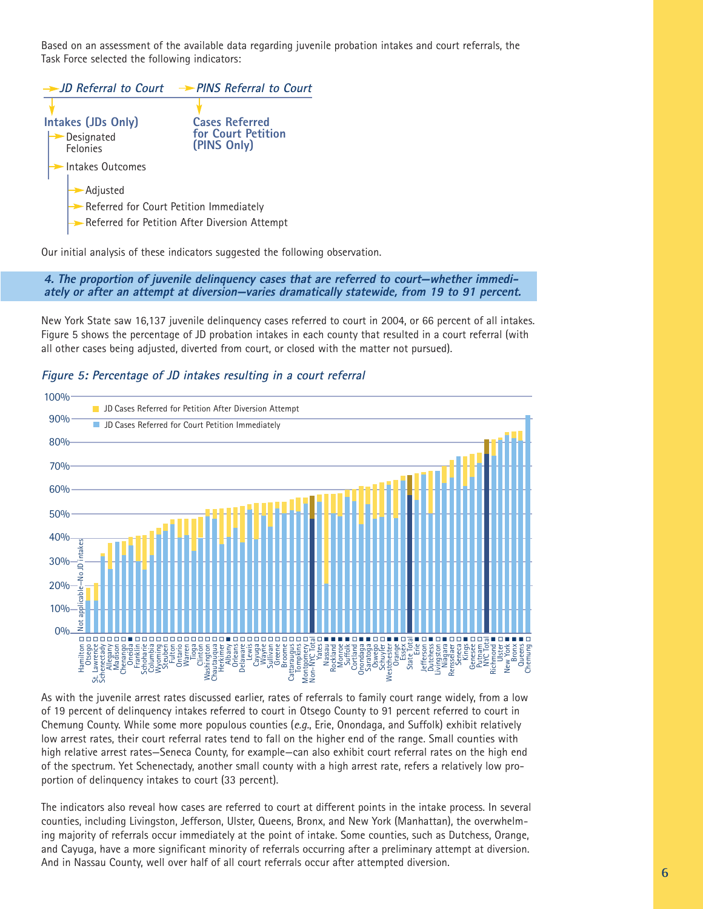Based on an assessment of the available data regarding juvenile probation intakes and court referrals, the Task Force selected the following indicators:

- JD Referral to Court
  - Intakes (JDs Only)
    - Designated Felonies
    - Intakes Outcomes
      - Adjusted
      - Referred for Court Petition Immediately
      - Referred for Petition After Diversion Attempt
- PINS Referral to Court
  - Cases Referred for Court Petition (PINS Only)

Our initial analysis of these indicators suggested the following observation.

***4. The proportion of juvenile delinquency cases that are referred to court—whether immediately or after an attempt at diversion—varies dramatically statewide, from 19 to 91 percent.***

New York State saw 16,137 juvenile delinquency cases referred to court in 2004, or 66 percent of all intakes. Figure 5 shows the percentage of JD probation intakes in each county that resulted in a court referral (with all other cases being adjusted, diverted from court, or closed with the matter not pursued).

*Figure 5: Percentage of JD intakes resulting in a court referral*

100%
90%
80%
70%
60%
50%
40%
30%
20%
10%
0%

JD Cases Referred for Petition After Diversion Attempt
JD Cases Referred for Court Petition Immediately

Not applicable—No JD intakes

Hamilton, Otsego, St. Lawrence, Schenectady, Allegany, Madison, Chenango, Oneida, Franklin, Schoharie, Columbia, Wyoming, Steuben, Fulton, Ontario, Warren, Tioga, Clinton, Washington, Chautauqua, Herkimer, Albany, Orleans, Delaware, Lewis, Cayuga, Wayne, Sullivan, Greene, Broome, Cattaraugus, Tompkins, Montgomery, Non-NYC Total, Yates, Nassau, Rockland, Monroe, Suffolk, Cortland, Onondaga, Saratoga, Oswego, Schuyler, Westchester, Orange, Essex, State Total, Erie, Jefferson, Dutchess, Livingston, Niagara, Rensselaer, Seneca, Kings, Genesee, Putnam, NYC Total, Richmond, Ulster, New York, Bronx, Queens, Chemung

As with the juvenile arrest rates discussed earlier, rates of referrals to family court range widely, from a low of 19 percent of delinquency intakes referred to court in Otsego County to 91 percent referred to court in Chemung County. While some more populous counties (*e.g.*, Erie, Onondaga, and Suffolk) exhibit relatively low arrest rates, their court referral rates tend to fall on the higher end of the range. Small counties with high relative arrest rates—Seneca County, for example—can also exhibit court referral rates on the high end of the spectrum. Yet Schenectady, another small county with a high arrest rate, refers a relatively low proportion of delinquency intakes to court (33 percent).

The indicators also reveal how cases are referred to court at different points in the intake process. In several counties, including Livingston, Jefferson, Ulster, Queens, Bronx, and New York (Manhattan), the overwhelming majority of referrals occur immediately at the point of intake. Some counties, such as Dutchess, Orange, and Cayuga, have a more significant minority of referrals occurring after a preliminary attempt at diversion. And in Nassau County, well over half of all court referrals occur after attempted diversion.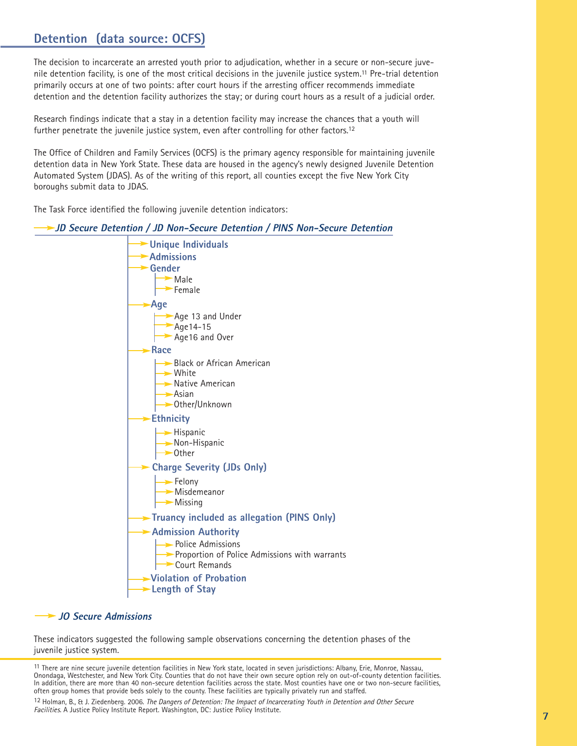## Detention (data source: OCFS)

The decision to incarcerate an arrested youth prior to adjudication, whether in a secure or non-secure juvenile detention facility, is one of the most critical decisions in the juvenile justice system.[11] Pre-trial detention primarily occurs at one of two points: after court hours if the arresting officer recommends immediate detention and the detention facility authorizes the stay; or during court hours as a result of a judicial order.

Research findings indicate that a stay in a detention facility may increase the chances that a youth will further penetrate the juvenile justice system, even after controlling for other factors.[12]

The Office of Children and Family Services (OCFS) is the primary agency responsible for maintaining juvenile detention data in New York State. These data are housed in the agency's newly designed Juvenile Detention Automated System (JDAS). As of the writing of this report, all counties except the five New York City boroughs submit data to JDAS.

The Task Force identified the following juvenile detention indicators:

- ***JD Secure Detention / JD Non-Secure Detention / PINS Non-Secure Detention***
  - **Unique Individuals**
  - **Admissions**
  - **Gender**
    - Male
    - Female
  - **Age**
    - Age 13 and Under
    - Age14-15
    - Age16 and Over
  - **Race**
    - Black or African American
    - White
    - Native American
    - Asian
    - Other/Unknown
  - **Ethnicity**
    - Hispanic
    - Non-Hispanic
    - Other
  - **Charge Severity (JDs Only)**
    - Felony
    - Misdemeanor
    - Missing
  - **Truancy included as allegation (PINS Only)**
  - **Admission Authority**
    - Police Admissions
    - Proportion of Police Admissions with warrants
    - Court Remands
  - **Violation of Probation**
  - **Length of Stay**
- ***JO Secure Admissions***

These indicators suggested the following sample observations concerning the detention phases of the juvenile justice system.

[11] There are nine secure juvenile detention facilities in New York state, located in seven jurisdictions: Albany, Erie, Monroe, Nassau, Onondaga, Westchester, and New York City. Counties that do not have their own secure option rely on out-of-county detention facilities. In addition, there are more than 40 non-secure detention facilities across the state. Most counties have one or two non-secure facilities, often group homes that provide beds solely to the county. These facilities are typically privately run and staffed.

[12] Holman, B., & J. Ziedenberg. 2006. *The Dangers of Detention: The Impact of Incarcerating Youth in Detention and Other Secure Facilities*. A Justice Policy Institute Report. Washington, DC: Justice Policy Institute.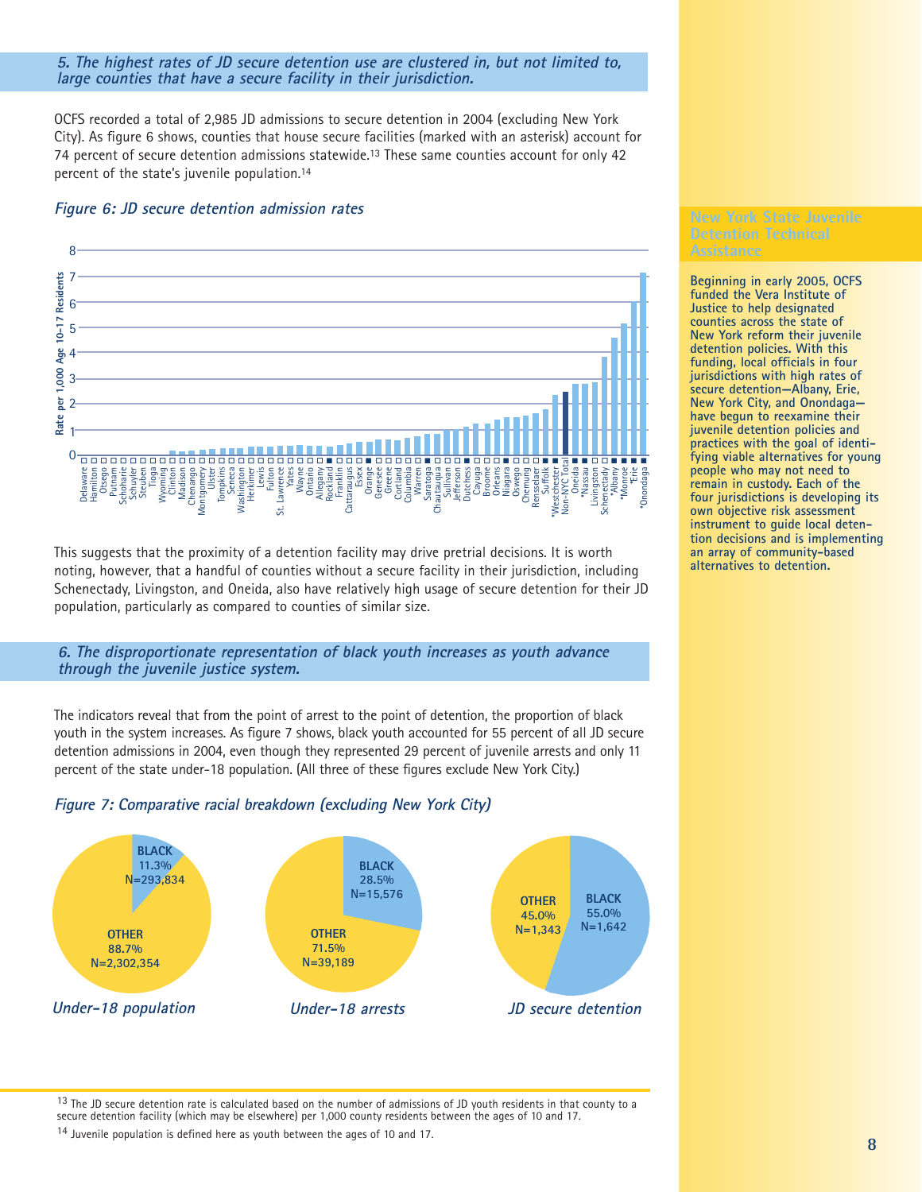## *5. The highest rates of JD secure detention use are clustered in, but not limited to, large counties that have a secure facility in their jurisdiction.*

OCFS recorded a total of 2,985 JD admissions to secure detention in 2004 (excluding New York City). As figure 6 shows, counties that house secure facilities (marked with an asterisk) account for 74 percent of secure detention admissions statewide.[13] These same counties account for only 42 percent of the state's juvenile population.[14]

*Figure 6: JD secure detention admission rates*

Rate per 1,000 Age 10–17 Residents

8
7
6
5
4
3
2
1
0

Delaware, Hamilton, Otsego, Putnam, Schoharie, Schuyler, Steuben, Tioga, Wyoming, Clinton, Madison, Chenango, Montgomery, Ulster, Tompkins, Seneca, Washington, Herkimer, Lewis, Fulton, St. Lawrence, Yates, Wayne, Ontario, Allegany, Rockland, Franklin, Cattaraugus, Essex, Orange, Genesee, Greene, Cortland, Columbia, Warren, Saratoga, Chautauqua, Sullivan, Jefferson, Dutchess, Cayuga, Broome, Orleans, Niagara, Oswego, Chemung, Rensselaer, Suffolk, *Westchester, Non-NYC Total, Oneida, *Nassau, Livingston, Schenectady, *Albany, *Monroe, *Erie, *Onondaga

This suggests that the proximity of a detention facility may drive pretrial decisions. It is worth noting, however, that a handful of counties without a secure facility in their jurisdiction, including Schenectady, Livingston, and Oneida, also have relatively high usage of secure detention for their JD population, particularly as compared to counties of similar size.

## *6. The disproportionate representation of black youth increases as youth advance through the juvenile justice system.*

The indicators reveal that from the point of arrest to the point of detention, the proportion of black youth in the system increases. As figure 7 shows, black youth accounted for 55 percent of all JD secure detention admissions in 2004, even though they represented 29 percent of juvenile arrests and only 11 percent of the state under-18 population. (All three of these figures exclude New York City.)

*Figure 7: Comparative racial breakdown (excluding New York City)*

*Under-18 population*
BLACK 11.3% N=293,834
OTHER 88.7% N=2,302,354

*Under-18 arrests*
BLACK 28.5% N=15,576
OTHER 71.5% N=39,189

*JD secure detention*
BLACK 55.0% N=1,642
OTHER 45.0% N=1,343

### New York State Juvenile Detention Technical Assistance

**Beginning in early 2005, OCFS funded the Vera Institute of Justice to help designated counties across the state of New York reform their juvenile detention policies. With this funding, local officials in four jurisdictions with high rates of secure detention—Albany, Erie, New York City, and Onondaga—have begun to reexamine their juvenile detention policies and practices with the goal of identifying viable alternatives for young people who may not need to remain in custody. Each of the four jurisdictions is developing its own objective risk assessment instrument to guide local detention decisions and is implementing an array of community-based alternatives to detention.**

---

[13] The JD secure detention rate is calculated based on the number of admissions of JD youth residents in that county to a secure detention facility (which may be elsewhere) per 1,000 county residents between the ages of 10 and 17.

[14] Juvenile population is defined here as youth between the ages of 10 and 17.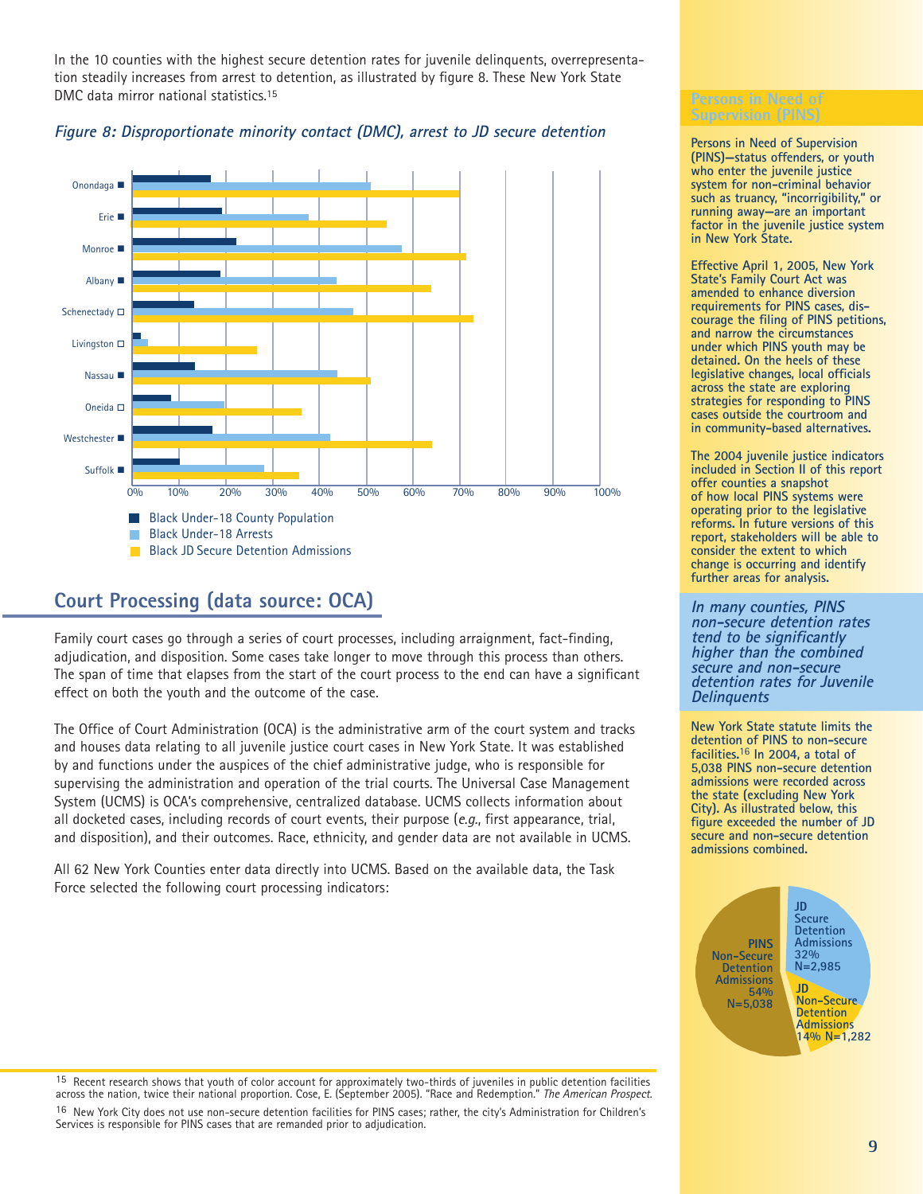In the 10 counties with the highest secure detention rates for juvenile delinquents, overrepresentation steadily increases from arrest to detention, as illustrated by figure 8. These New York State DMC data mirror national statistics.[15]

*Figure 8: Disproportionate minority contact (DMC), arrest to JD secure detention*

Onondaga ■
Erie ■
Monroe ■
Albany ■
Schenectady □
Livingston □
Nassau ■
Oneida □
Westchester ■
Suffolk ■

0% 10% 20% 30% 40% 50% 60% 70% 80% 90% 100%

Black Under-18 County Population
Black Under-18 Arrests
Black JD Secure Detention Admissions

## Court Processing (data source: OCA)

Family court cases go through a series of court processes, including arraignment, fact-finding, adjudication, and disposition. Some cases take longer to move through this process than others. The span of time that elapses from the start of the court process to the end can have a significant effect on both the youth and the outcome of the case.

The Office of Court Administration (OCA) is the administrative arm of the court system and tracks and houses data relating to all juvenile justice court cases in New York State. It was established by and functions under the auspices of the chief administrative judge, who is responsible for supervising the administration and operation of the trial courts. The Universal Case Management System (UCMS) is OCA's comprehensive, centralized database. UCMS collects information about all docketed cases, including records of court events, their purpose (*e.g.*, first appearance, trial, and disposition), and their outcomes. Race, ethnicity, and gender data are not available in UCMS.

All 62 New York Counties enter data directly into UCMS. Based on the available data, the Task Force selected the following court processing indicators:

### Persons in Need of Supervision (PINS)

**Persons in Need of Supervision (PINS)—status offenders, or youth who enter the juvenile justice system for non-criminal behavior such as truancy, "incorrigibility," or running away—are an important factor in the juvenile justice system in New York State.**

**Effective April 1, 2005, New York State's Family Court Act was amended to enhance diversion requirements for PINS cases, discourage the filing of PINS petitions, and narrow the circumstances under which PINS youth may be detained. On the heels of these legislative changes, local officials across the state are exploring strategies for responding to PINS cases outside the courtroom and in community-based alternatives.**

**The 2004 juvenile justice indicators included in Section II of this report offer counties a snapshot of how local PINS systems were operating prior to the legislative reforms. In future versions of this report, stakeholders will be able to consider the extent to which change is occurring and identify further areas for analysis.**

***In many counties, PINS non-secure detention rates tend to be significantly higher than the combined secure and non-secure detention rates for Juvenile Delinquents***

**New York State statute limits the detention of PINS to non-secure facilities.[16] In 2004, a total of 5,038 PINS non-secure detention admissions were recorded across the state (excluding New York City). As illustrated below, this figure exceeded the number of JD secure and non-secure detention admissions combined.**

JD Secure Detention Admissions 32% N=2,985
JD Non-Secure Detention Admissions 14% N=1,282
PINS Non-Secure Detention Admissions 54% N=5,038

[15] Recent research shows that youth of color account for approximately two-thirds of juveniles in public detention facilities across the nation, twice their national proportion. Cose, E. (September 2005). "Race and Redemption." *The American Prospect*.

[16] New York City does not use non-secure detention facilities for PINS cases; rather, the city's Administration for Children's Services is responsible for PINS cases that are remanded prior to adjudication.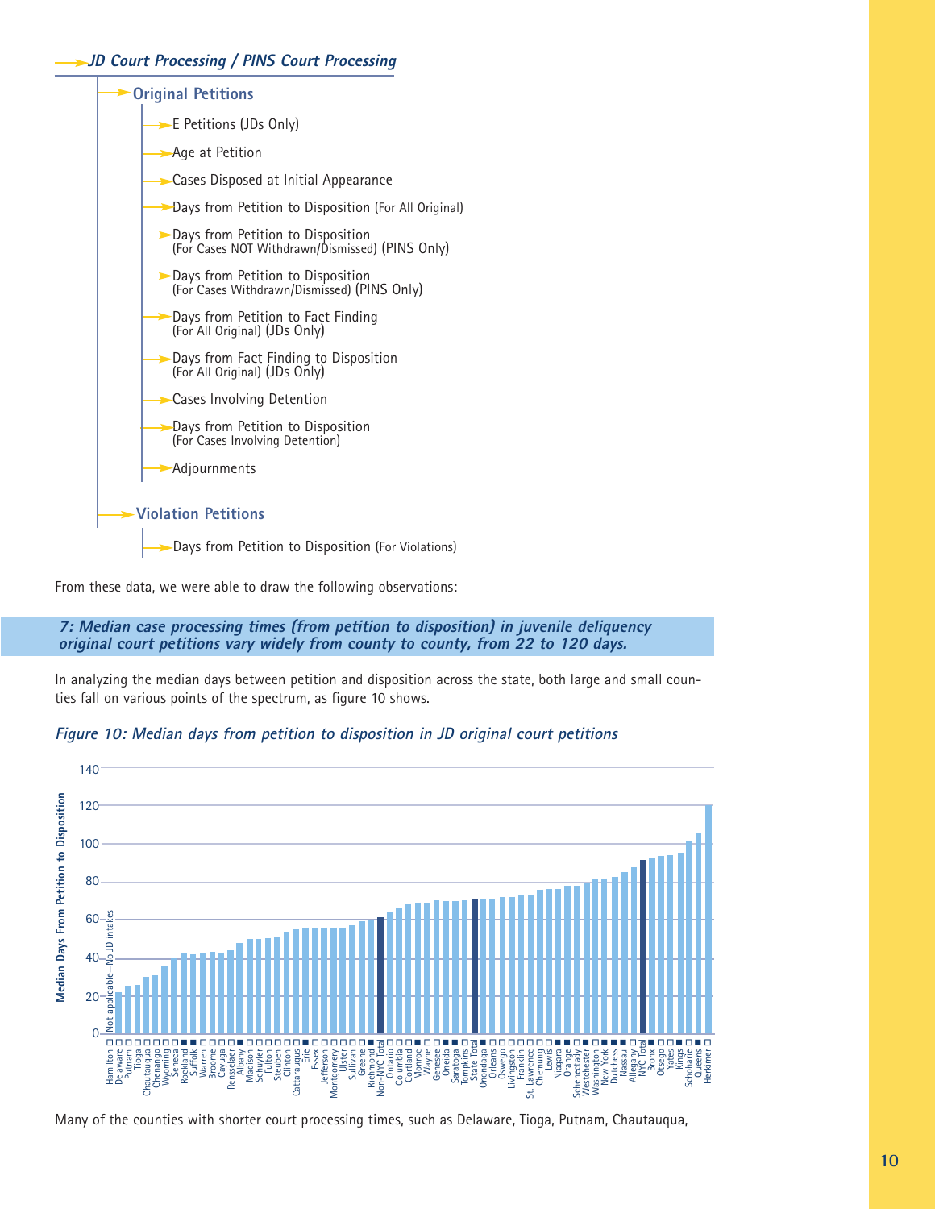## JD Court Processing / PINS Court Processing

### Original Petitions

- E Petitions (JDs Only)
- Age at Petition
- Cases Disposed at Initial Appearance
- Days from Petition to Disposition (For All Original)
- Days from Petition to Disposition (For Cases NOT Withdrawn/Dismissed) (PINS Only)
- Days from Petition to Disposition (For Cases Withdrawn/Dismissed) (PINS Only)
- Days from Petition to Fact Finding (For All Original) (JDs Only)
- Days from Fact Finding to Disposition (For All Original) (JDs Only)
- Cases Involving Detention
- Days from Petition to Disposition (For Cases Involving Detention)
- Adjournments

### Violation Petitions

- Days from Petition to Disposition (For Violations)

From these data, we were able to draw the following observations:

***7: Median case processing times (from petition to disposition) in juvenile deliquency original court petitions vary widely from county to county, from 22 to 120 days.***

In analyzing the median days between petition and disposition across the state, both large and small counties fall on various points of the spectrum, as figure 10 shows.

*Figure 10: Median days from petition to disposition in JD original court petitions*

Median Days From Petition to Disposition

140
120
100
80
60
40
20
0

Not applicable—No JD intakes

Hamilton, Delaware, Putnam, Tioga, Chautauqua, Chenango, Wyoming, Seneca, Rockland, Suffolk, Warren, Broome, Cayuga, Rensselaer, Albany, Madison, Schuyler, Fulton, Steuben, Clinton, Cattaraugus, Erie, Essex, Jefferson, Montgomery, Ulster, Sullivan, Greene, Richmond, Non-NYC Total, Ontario, Columbia, Cortland, Monroe, Wayne, Genesee, Oneida, Saratoga, Tompkins, State Total, Onondaga, Orleans, Oswego, Livingston, Franklin, St. Lawrence, Chemung, Lewis, Niagara, Orange, Schenectady, Westchester, Washington, New York, Dutchess, Nassau, Allegany, NYC Total, Bronx, Otsego, Yates, Kings, Schoharie, Queens, Herkimer

Many of the counties with shorter court processing times, such as Delaware, Tioga, Putnam, Chautauqua,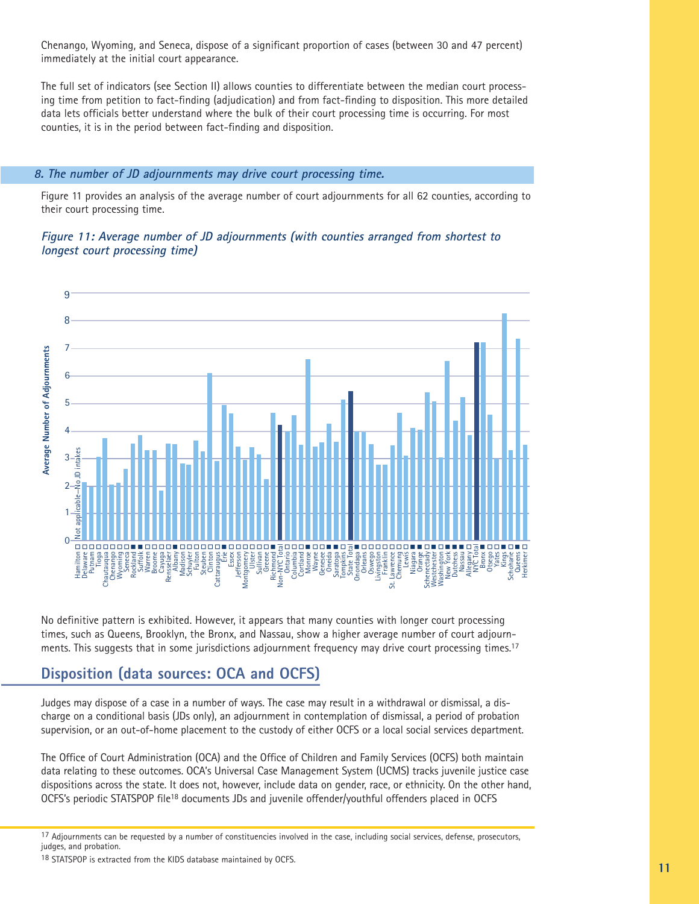Chenango, Wyoming, and Seneca, dispose of a significant proportion of cases (between 30 and 47 percent) immediately at the initial court appearance.

The full set of indicators (see Section II) allows counties to differentiate between the median court processing time from petition to fact-finding (adjudication) and from fact-finding to disposition. This more detailed data lets officials better understand where the bulk of their court processing time is occurring. For most counties, it is in the period between fact-finding and disposition.

### *8. The number of JD adjournments may drive court processing time.*

Figure 11 provides an analysis of the average number of court adjournments for all 62 counties, according to their court processing time.

***Figure 11: Average number of JD adjournments (with counties arranged from shortest to longest court processing time)***

Average Number of Adjournments

0 1 2 3 4 5 6 7 8 9

Not applicable—No JD intakes

Hamilton, Delaware, Putnam, Tioga, Chautauqua, Chenango, Wyoming, Seneca, Rockland, Suffolk, Warren, Broome, Cayuga, Rensselaer, Albany, Madison, Schuyler, Fulton, Steuben, Clinton, Cattaraugus, Erie, Essex, Jefferson, Montgomery, Ulster, Sullivan, Greene, Richmond, Non-NYC Total, Ontario, Columbia, Cortland, Monroe, Wayne, Genesee, Oneida, Saratoga, Tompkins, State Total, Onondaga, Orleans, Oswego, Livingston, Franklin, St. Lawrence, Chemung, Lewis, Niagara, Orange, Schenectady, Westchester, Washington, New York, Dutchess, Nassau, Allegany, NYC Total, Bronx, Otsego, Yates, Kings, Schoharie, Queens, Herkimer

No definitive pattern is exhibited. However, it appears that many counties with longer court processing times, such as Queens, Brooklyn, the Bronx, and Nassau, show a higher average number of court adjournments. This suggests that in some jurisdictions adjournment frequency may drive court processing times.[17]

## Disposition (data sources: OCA and OCFS)

Judges may dispose of a case in a number of ways. The case may result in a withdrawal or dismissal, a discharge on a conditional basis (JDs only), an adjournment in contemplation of dismissal, a period of probation supervision, or an out-of-home placement to the custody of either OCFS or a local social services department.

The Office of Court Administration (OCA) and the Office of Children and Family Services (OCFS) both maintain data relating to these outcomes. OCA's Universal Case Management System (UCMS) tracks juvenile justice case dispositions across the state. It does not, however, include data on gender, race, or ethnicity. On the other hand, OCFS's periodic STATSPOP file[18] documents JDs and juvenile offender/youthful offenders placed in OCFS

[17] Adjournments can be requested by a number of constituencies involved in the case, including social services, defense, prosecutors, judges, and probation.

[18] STATSPOP is extracted from the KIDS database maintained by OCFS.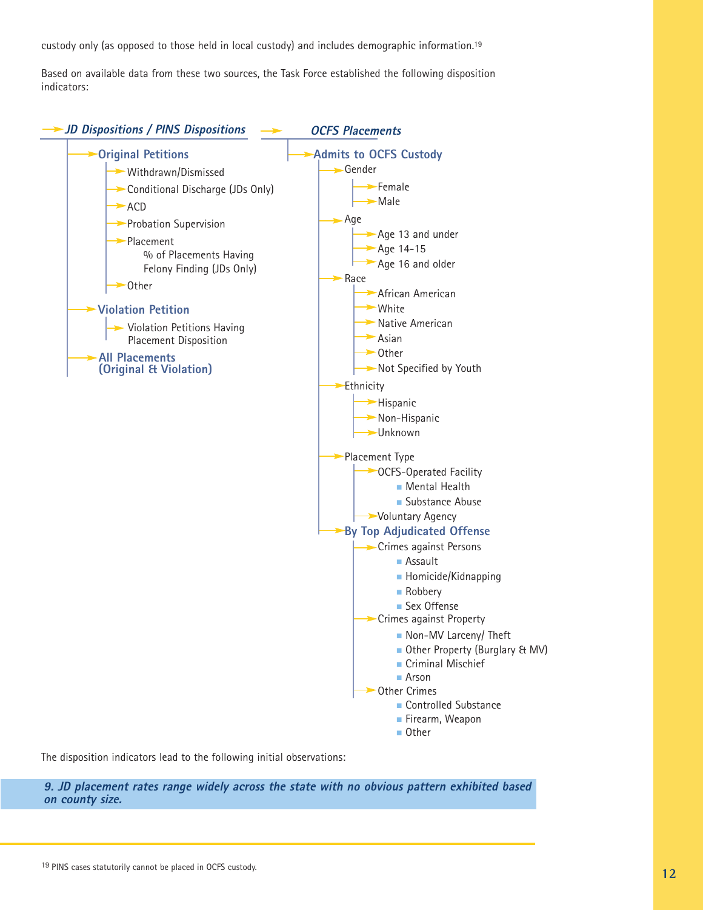custody only (as opposed to those held in local custody) and includes demographic information.[19]

Based on available data from these two sources, the Task Force established the following disposition indicators:

**JD Dispositions / PINS Dispositions**

- **Original Petitions**
  - Withdrawn/Dismissed
  - Conditional Discharge (JDs Only)
  - ACD
  - Probation Supervision
  - Placement
    - % of Placements Having Felony Finding (JDs Only)
  - Other
- **Violation Petition**
  - Violation Petitions Having Placement Disposition
- **All Placements (Original & Violation)**

**OCFS Placements**

- **Admits to OCFS Custody**
  - Gender
    - Female
    - Male
  - Age
    - Age 13 and under
    - Age 14–15
    - Age 16 and older
  - Race
    - African American
    - White
    - Native American
    - Asian
    - Other
    - Not Specified by Youth
  - Ethnicity
    - Hispanic
    - Non-Hispanic
    - Unknown
  - Placement Type
    - OCFS-Operated Facility
      - Mental Health
      - Substance Abuse
    - Voluntary Agency
  - **By Top Adjudicated Offense**
    - Crimes against Persons
      - Assault
      - Homicide/Kidnapping
      - Robbery
      - Sex Offense
    - Crimes against Property
      - Non-MV Larceny/ Theft
      - Other Property (Burglary & MV)
      - Criminal Mischief
      - Arson
    - Other Crimes
      - Controlled Substance
      - Firearm, Weapon
      - Other

The disposition indicators lead to the following initial observations:

***9. JD placement rates range widely across the state with no obvious pattern exhibited based on county size.***

[19] PINS cases statutorily cannot be placed in OCFS custody.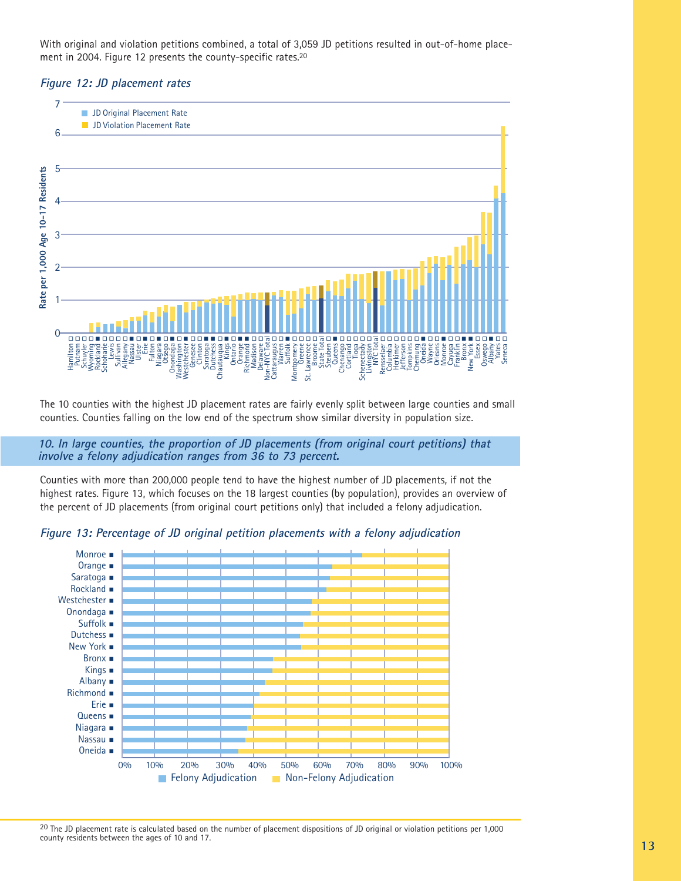With original and violation petitions combined, a total of 3,059 JD petitions resulted in out-of-home placement in 2004. Figure 12 presents the county-specific rates.[20]

*Figure 12: JD placement rates*

JD Original Placement Rate
JD Violation Placement Rate

Rate per 1,000 Age 10-17 Residents

0
1
2
3
4
5
6
7

Hamilton, Putnam, Schuyler, Wyoming, Rockland, Schoharie, Lewis, Sullivan, Allegany, Nassau, Ulster, Erie, Fulton, Niagara, Otsego, Onondaga, Washington, Westchester, Genesee, Clinton, Saratoga, Dutchess, Chautauqua, Kings, Ontario, Orange, Richmond, Madison, Delaware, Non-NYC Total, Cattaraugus, Warren, Suffolk, Montgomery, Greene, St. Lawrence, Broome, State Total, Steuben, Queens, Chenango, Cortland, Tioga, Schenectady, Livingston, NYC Total, Rensselaer, Columbia, Herkimer, Jefferson, Tompkins, Chemung, Oneida, Wayne, Orleans, Monroe, Cayuga, Franklin, Bronx, New York, Essex, Oswego, Albany, Yates, Seneca

The 10 counties with the highest JD placement rates are fairly evenly split between large counties and small counties. Counties falling on the low end of the spectrum show similar diversity in population size.

### *10. In large counties, the proportion of JD placements (from original court petitions) that involve a felony adjudication ranges from 36 to 73 percent.*

Counties with more than 200,000 people tend to have the highest number of JD placements, if not the highest rates. Figure 13, which focuses on the 18 largest counties (by population), provides an overview of the percent of JD placements (from original court petitions only) that included a felony adjudication.

*Figure 13: Percentage of JD original petition placements with a felony adjudication*

Monroe
Orange
Saratoga
Rockland
Westchester
Onondaga
Suffolk
Dutchess
New York
Bronx
Kings
Albany
Richmond
Erie
Queens
Niagara
Nassau
Oneida

0% 10% 20% 30% 40% 50% 60% 70% 80% 90% 100%

Felony Adjudication
Non-Felony Adjudication

[20] The JD placement rate is calculated based on the number of placement dispositions of JD original or violation petitions per 1,000 county residents between the ages of 10 and 17.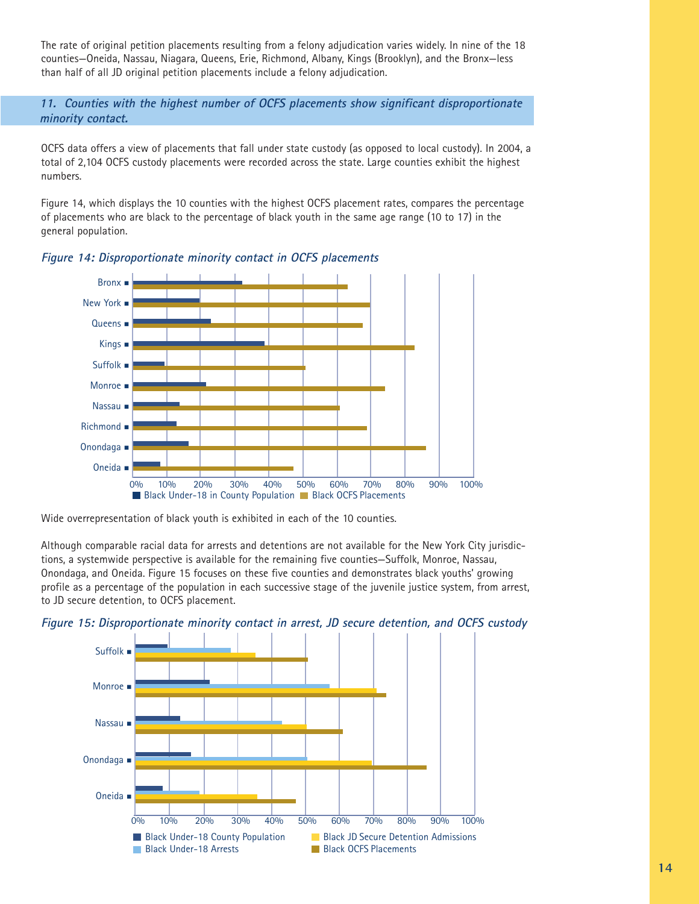The rate of original petition placements resulting from a felony adjudication varies widely. In nine of the 18 counties—Oneida, Nassau, Niagara, Queens, Erie, Richmond, Albany, Kings (Brooklyn), and the Bronx—less than half of all JD original petition placements include a felony adjudication.

### *11. Counties with the highest number of OCFS placements show significant disproportionate minority contact.*

OCFS data offers a view of placements that fall under state custody (as opposed to local custody). In 2004, a total of 2,104 OCFS custody placements were recorded across the state. Large counties exhibit the highest numbers.

Figure 14, which displays the 10 counties with the highest OCFS placement rates, compares the percentage of placements who are black to the percentage of black youth in the same age range (10 to 17) in the general population.

***Figure 14: Disproportionate minority contact in OCFS placements***

Bronx
New York
Queens
Kings
Suffolk
Monroe
Nassau
Richmond
Onondaga
Oneida

0% 10% 20% 30% 40% 50% 60% 70% 80% 90% 100%

Black Under-18 in County Population
Black OCFS Placements

Wide overrepresentation of black youth is exhibited in each of the 10 counties.

Although comparable racial data for arrests and detentions are not available for the New York City jurisdictions, a systemwide perspective is available for the remaining five counties—Suffolk, Monroe, Nassau, Onondaga, and Oneida. Figure 15 focuses on these five counties and demonstrates black youths' growing profile as a percentage of the population in each successive stage of the juvenile justice system, from arrest, to JD secure detention, to OCFS placement.

***Figure 15: Disproportionate minority contact in arrest, JD secure detention, and OCFS custody***

Suffolk
Monroe
Nassau
Onondaga
Oneida

0% 10% 20% 30% 40% 50% 60% 70% 80% 90% 100%

Black Under-18 County Population
Black Under-18 Arrests
Black JD Secure Detention Admissions
Black OCFS Placements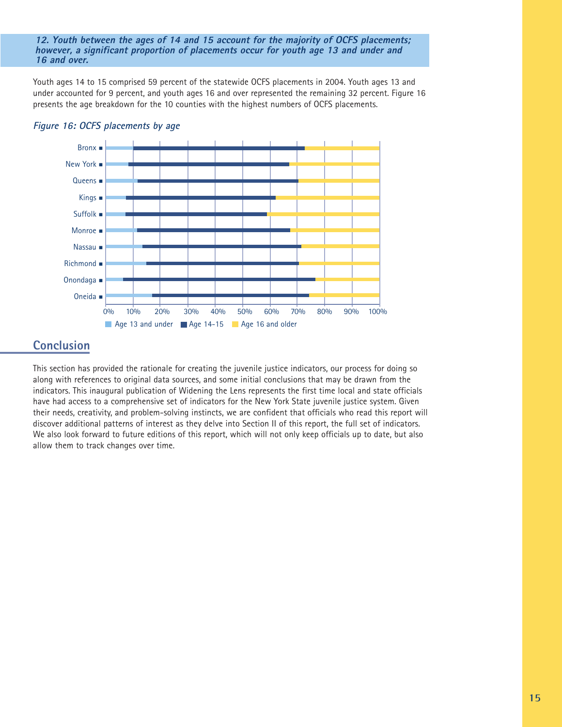### 12. Youth between the ages of 14 and 15 account for the majority of OCFS placements; however, a significant proportion of placements occur for youth age 13 and under and 16 and over.

Youth ages 14 to 15 comprised 59 percent of the statewide OCFS placements in 2004. Youth ages 13 and under accounted for 9 percent, and youth ages 16 and over represented the remaining 32 percent. Figure 16 presents the age breakdown for the 10 counties with the highest numbers of OCFS placements.

*Figure 16: OCFS placements by age*

Bronx
New York
Queens
Kings
Suffolk
Monroe
Nassau
Richmond
Onondaga
Oneida

0% 10% 20% 30% 40% 50% 60% 70% 80% 90% 100%

Age 13 and under
Age 14–15
Age 16 and older

## Conclusion

This section has provided the rationale for creating the juvenile justice indicators, our process for doing so along with references to original data sources, and some initial conclusions that may be drawn from the indicators. This inaugural publication of Widening the Lens represents the first time local and state officials have had access to a comprehensive set of indicators for the New York State juvenile justice system. Given their needs, creativity, and problem-solving instincts, we are confident that officials who read this report will discover additional patterns of interest as they delve into Section II of this report, the full set of indicators. We also look forward to future editions of this report, which will not only keep officials up to date, but also allow them to track changes over time.